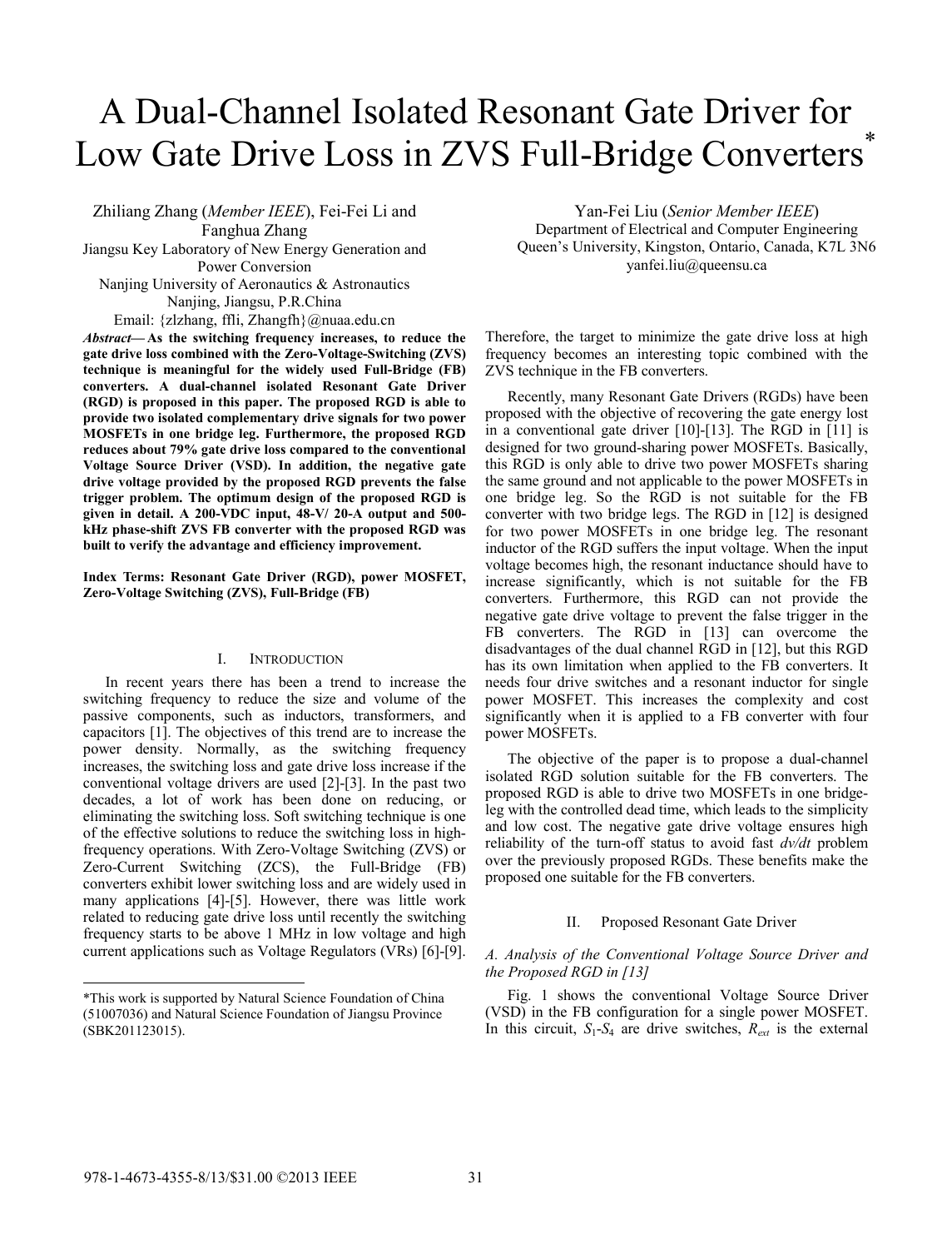# A Dual-Channel Isolated Resonant Gate Driver for Low Gate Drive Loss in ZVS Full-Bridge Converters*

Zhiliang Zhang (*Member IEEE*), Fei-Fei Li and Fanghua Zhang
Jiangsu Key Laboratory of New Energy Generation and Power Conversion
Nanjing University of Aeronautics & Astronautics
Nanjing, Jiangsu, P.R.China
Email: {zlzhang, ffli, Zhangfh}@nuaa.edu.cn

Yan-Fei Liu (*Senior Member IEEE*)
Department of Electrical and Computer Engineering
Queen's University, Kingston, Ontario, Canada, K7L 3N6
yanfei.liu@queensu.ca

***Abstract*— As the switching frequency increases, to reduce the gate drive loss combined with the Zero-Voltage-Switching (ZVS) technique is meaningful for the widely used Full-Bridge (FB) converters. A dual-channel isolated Resonant Gate Driver (RGD) is proposed in this paper. The proposed RGD is able to provide two isolated complementary drive signals for two power MOSFETs in one bridge leg. Furthermore, the proposed RGD reduces about 79% gate drive loss compared to the conventional Voltage Source Driver (VSD). In addition, the negative gate drive voltage provided by the proposed RGD prevents the false trigger problem. The optimum design of the proposed RGD is given in detail. A 200-VDC input, 48-V/ 20-A output and 500-kHz phase-shift ZVS FB converter with the proposed RGD was built to verify the advantage and efficiency improvement.**

**Index Terms: Resonant Gate Driver (RGD), power MOSFET, Zero-Voltage Switching (ZVS), Full-Bridge (FB)**

## I. INTRODUCTION

In recent years there has been a trend to increase the switching frequency to reduce the size and volume of the passive components, such as inductors, transformers, and capacitors [1]. The objectives of this trend are to increase the power density. Normally, as the switching frequency increases, the switching loss and gate drive loss increase if the conventional voltage drivers are used [2]-[3]. In the past two decades, a lot of work has been done on reducing, or eliminating the switching loss. Soft switching technique is one of the effective solutions to reduce the switching loss in high-frequency operations. With Zero-Voltage Switching (ZVS) or Zero-Current Switching (ZCS), the Full-Bridge (FB) converters exhibit lower switching loss and are widely used in many applications [4]-[5]. However, there was little work related to reducing gate drive loss until recently the switching frequency starts to be above 1 MHz in low voltage and high current applications such as Voltage Regulators (VRs) [6]-[9]. Therefore, the target to minimize the gate drive loss at high frequency becomes an interesting topic combined with the ZVS technique in the FB converters.

Recently, many Resonant Gate Drivers (RGDs) have been proposed with the objective of recovering the gate energy lost in a conventional gate driver [10]-[13]. The RGD in [11] is designed for two ground-sharing power MOSFETs. Basically, this RGD is only able to drive two power MOSFETs sharing the same ground and not applicable to the power MOSFETs in one bridge leg. So the RGD is not suitable for the FB converter with two bridge legs. The RGD in [12] is designed for two power MOSFETs in one bridge leg. The resonant inductor of the RGD suffers the input voltage. When the input voltage becomes high, the resonant inductance should have to increase significantly, which is not suitable for the FB converters. Furthermore, this RGD can not provide the negative gate drive voltage to prevent the false trigger in the FB converters. The RGD in [13] can overcome the disadvantages of the dual channel RGD in [12], but this RGD has its own limitation when applied to the FB converters. It needs four drive switches and a resonant inductor for single power MOSFET. This increases the complexity and cost significantly when it is applied to a FB converter with four power MOSFETs.

The objective of the paper is to propose a dual-channel isolated RGD solution suitable for the FB converters. The proposed RGD is able to drive two MOSFETs in one bridge-leg with the controlled dead time, which leads to the simplicity and low cost. The negative gate drive voltage ensures high reliability of the turn-off status to avoid fast *dv/dt* problem over the previously proposed RGDs. These benefits make the proposed one suitable for the FB converters.

## II. Proposed Resonant Gate Driver

### *A. Analysis of the Conventional Voltage Source Driver and the Proposed RGD in [13]*

Fig. 1 shows the conventional Voltage Source Driver (VSD) in the FB configuration for a single power MOSFET. In this circuit, $S_1$-$S_4$ are drive switches, $R_{ext}$ is the external

*This work is supported by Natural Science Foundation of China (51007036) and Natural Science Foundation of Jiangsu Province (SBK201123015).

978-1-4673-4355-8/13/$31.00 ©2013 IEEE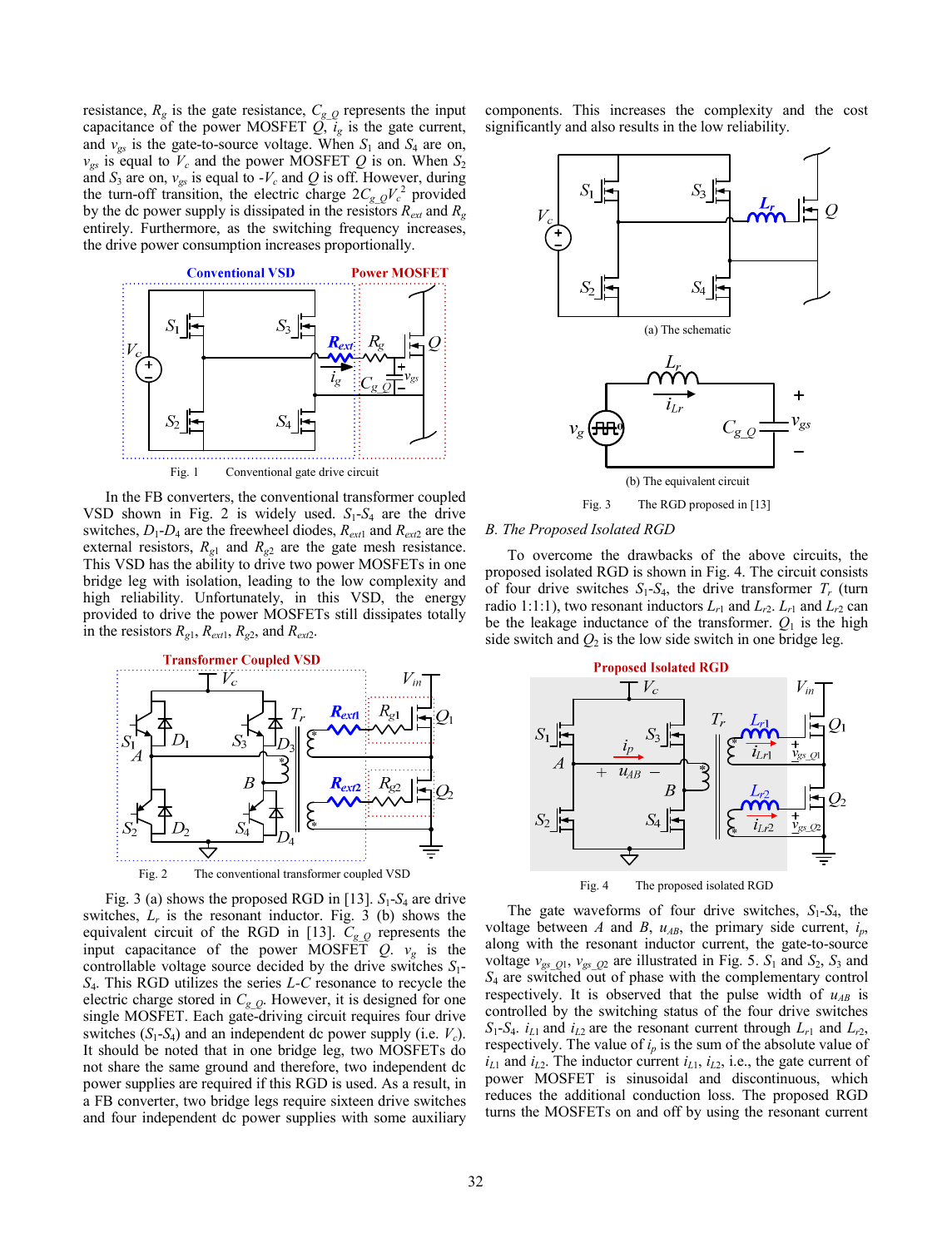resistance, $R_g$ is the gate resistance, $C_{g\_Q}$ represents the input capacitance of the power MOSFET $Q$, $i_g$ is the gate current, and $v_{gs}$ is the gate-to-source voltage. When $S_1$ and $S_4$ are on, $v_{gs}$ is equal to $V_c$ and the power MOSFET $Q$ is on. When $S_2$ and $S_3$ are on, $v_{gs}$ is equal to $-V_c$ and $Q$ is off. However, during the turn-off transition, the electric charge $2C_{g\_Q}V_c^2$ provided by the dc power supply is dissipated in the resistors $R_{ext}$ and $R_g$ entirely. Furthermore, as the switching frequency increases, the drive power consumption increases proportionally.

Fig. 1 Conventional gate drive circuit

In the FB converters, the conventional transformer coupled VSD shown in Fig. 2 is widely used. $S_1$-$S_4$ are the drive switches, $D_1$-$D_4$ are the freewheel diodes, $R_{ext1}$ and $R_{ext2}$ are the external resistors, $R_{g1}$ and $R_{g2}$ are the gate mesh resistance. This VSD has the ability to drive two power MOSFETs in one bridge leg with isolation, leading to the low complexity and high reliability. Unfortunately, in this VSD, the energy provided to drive the power MOSFETs still dissipates totally in the resistors $R_{g1}$, $R_{ext1}$, $R_{g2}$, and $R_{ext2}$.

Fig. 2 The conventional transformer coupled VSD

Fig. 3 (a) shows the proposed RGD in [13]. $S_1$-$S_4$ are drive switches, $L_r$ is the resonant inductor. Fig. 3 (b) shows the equivalent circuit of the RGD in [13]. $C_{g\_Q}$ represents the input capacitance of the power MOSFET $Q$. $v_g$ is the controllable voltage source decided by the drive switches $S_1$-$S_4$. This RGD utilizes the series $L$-$C$ resonance to recycle the electric charge stored in $C_{g\_Q}$. However, it is designed for one single MOSFET. Each gate-driving circuit requires four drive switches ($S_1$-$S_4$) and an independent dc power supply (i.e. $V_c$). It should be noted that in one bridge leg, two MOSFETs do not share the same ground and therefore, two independent dc power supplies are required if this RGD is used. As a result, in a FB converter, two bridge legs require sixteen drive switches and four independent dc power supplies with some auxiliary components. This increases the complexity and the cost significantly and also results in the low reliability.

(a) The schematic

(b) The equivalent circuit

Fig. 3 The RGD proposed in [13]

### B. The Proposed Isolated RGD

To overcome the drawbacks of the above circuits, the proposed isolated RGD is shown in Fig. 4. The circuit consists of four drive switches $S_1$-$S_4$, the drive transformer $T_r$ (turn radio 1:1:1), two resonant inductors $L_{r1}$ and $L_{r2}$. $L_{r1}$ and $L_{r2}$ can be the leakage inductance of the transformer. $Q_1$ is the high side switch and $Q_2$ is the low side switch in one bridge leg.

Fig. 4 The proposed isolated RGD

The gate waveforms of four drive switches, $S_1$-$S_4$, the voltage between $A$ and $B$, $u_{AB}$, the primary side current, $i_p$, along with the resonant inductor current, the gate-to-source voltage $v_{gs\_Q1}$, $v_{gs\_Q2}$ are illustrated in Fig. 5. $S_1$ and $S_2$, $S_3$ and $S_4$ are switched out of phase with the complementary control respectively. It is observed that the pulse width of $u_{AB}$ is controlled by the switching status of the four drive switches $S_1$-$S_4$. $i_{L1}$ and $i_{L2}$ are the resonant current through $L_{r1}$ and $L_{r2}$, respectively. The value of $i_p$ is the sum of the absolute value of $i_{L1}$ and $i_{L2}$. The inductor current $i_{L1}$, $i_{L2}$, i.e., the gate current of power MOSFET is sinusoidal and discontinuous, which reduces the additional conduction loss. The proposed RGD turns the MOSFETs on and off by using the resonant current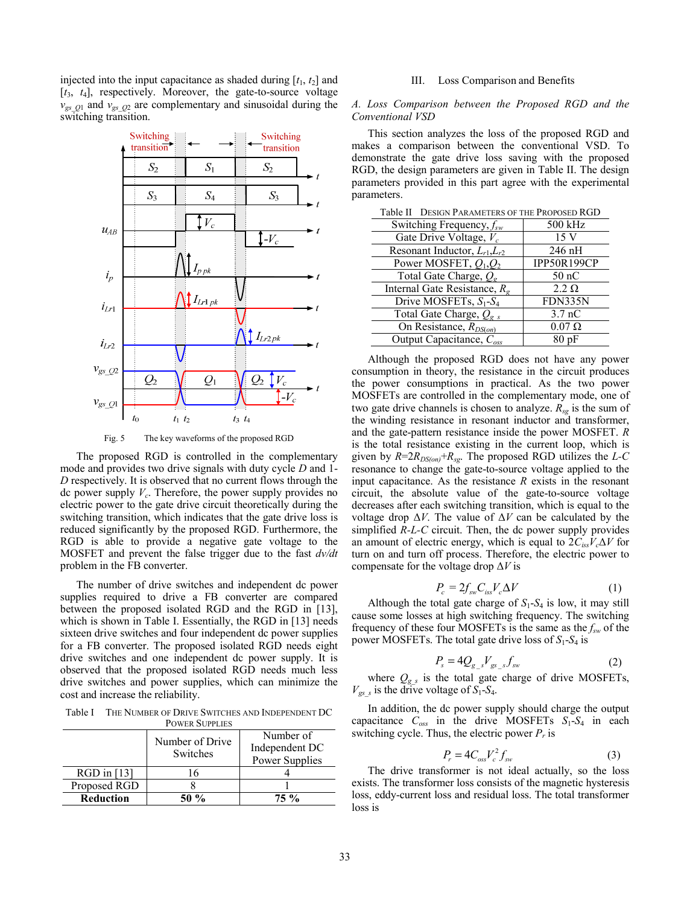injected into the input capacitance as shaded during [$t_1$, $t_2$] and [$t_3$, $t_4$], respectively. Moreover, the gate-to-source voltage $v_{gs\_Q1}$ and $v_{gs\_Q2}$ are complementary and sinusoidal during the switching transition.

Fig. 5 The key waveforms of the proposed RGD

The proposed RGD is controlled in the complementary mode and provides two drive signals with duty cycle $D$ and 1-$D$ respectively. It is observed that no current flows through the dc power supply $V_c$. Therefore, the power supply provides no electric power to the gate drive circuit theoretically during the switching transition, which indicates that the gate drive loss is reduced significantly by the proposed RGD. Furthermore, the RGD is able to provide a negative gate voltage to the MOSFET and prevent the false trigger due to the fast $dv/dt$ problem in the FB converter.

The number of drive switches and independent dc power supplies required to drive a FB converter are compared between the proposed isolated RGD and the RGD in [13], which is shown in Table I. Essentially, the RGD in [13] needs sixteen drive switches and four independent dc power supplies for a FB converter. The proposed isolated RGD needs eight drive switches and one independent dc power supply. It is observed that the proposed isolated RGD needs much less drive switches and power supplies, which can minimize the cost and increase the reliability.

Table I THE NUMBER OF DRIVE SWITCHES AND INDEPENDENT DC POWER SUPPLIES

| | Number of Drive Switches | Number of Independent DC Power Supplies |
|---|---|---|
| RGD in [13] | 16 | 4 |
| Proposed RGD | 8 | 1 |
| **Reduction** | **50 %** | **75 %** |

## III. Loss Comparison and Benefits

### A. Loss Comparison between the Proposed RGD and the Conventional VSD

This section analyzes the loss of the proposed RGD and makes a comparison between the conventional VSD. To demonstrate the gate drive loss saving with the proposed RGD, the design parameters are given in Table II. The design parameters provided in this part agree with the experimental parameters.

Table II DESIGN PARAMETERS OF THE PROPOSED RGD

| Parameter | Value |
|---|---|
| Switching Frequency, $f_{sw}$ | 500 kHz |
| Gate Drive Voltage, $V_c$ | 15 V |
| Resonant Inductor, $L_{r1}$,$L_{r2}$ | 246 nH |
| Power MOSFET, $Q_1$,$Q_2$ | IPP50R199CP |
| Total Gate Charge, $Q_g$ | 50 nC |
| Internal Gate Resistance, $R_g$ | 2.2 Ω |
| Drive MOSFETs, $S_1$-$S_4$ | FDN335N |
| Total Gate Charge, $Q_{g\_s}$ | 3.7 nC |
| On Resistance, $R_{DS(on)}$ | 0.07 Ω |
| Output Capacitance, $C_{oss}$ | 80 pF |

Although the proposed RGD does not have any power consumption in theory, the resistance in the circuit produces the power consumptions in practical. As the two power MOSFETs are controlled in the complementary mode, one of two gate drive channels is chosen to analyze. $R_{sg}$ is the sum of the winding resistance in resonant inductor and transformer, and the gate-pattern resistance inside the power MOSFET. $R$ is the total resistance existing in the current loop, which is given by $R$=2$R_{DS(on)}$+$R_{sg}$. The proposed RGD utilizes the $L$-$C$ resonance to change the gate-to-source voltage applied to the input capacitance. As the resistance $R$ exists in the resonant circuit, the absolute value of the gate-to-source voltage decreases after each switching transition, which is equal to the voltage drop $\Delta V$. The value of $\Delta V$ can be calculated by the simplified $R$-$L$-$C$ circuit. Then, the dc power supply provides an amount of electric energy, which is equal to $2C_{iss}V_c\Delta V$ for turn on and turn off process. Therefore, the electric power to compensate for the voltage drop $\Delta V$ is

$$P_c = 2f_{sw}C_{iss}V_c\Delta V \tag{1}$$

Although the total gate charge of $S_1$-$S_4$ is low, it may still cause some losses at high switching frequency. The switching frequency of these four MOSFETs is the same as the $f_{sw}$ of the power MOSFETs. The total gate drive loss of $S_1$-$S_4$ is

$$P_s = 4Q_{g\_s}V_{gs\_s}f_{sw} \tag{2}$$

where $Q_{g\_s}$ is the total gate charge of drive MOSFETs, $V_{gs\_s}$ is the drive voltage of $S_1$-$S_4$.

In addition, the dc power supply should charge the output capacitance $C_{oss}$ in the drive MOSFETs $S_1$-$S_4$ in each switching cycle. Thus, the electric power $P_r$ is

$$P_r = 4C_{oss}V_c^2 f_{sw} \tag{3}$$

The drive transformer is not ideal actually, so the loss exists. The transformer loss consists of the magnetic hysteresis loss, eddy-current loss and residual loss. The total transformer loss is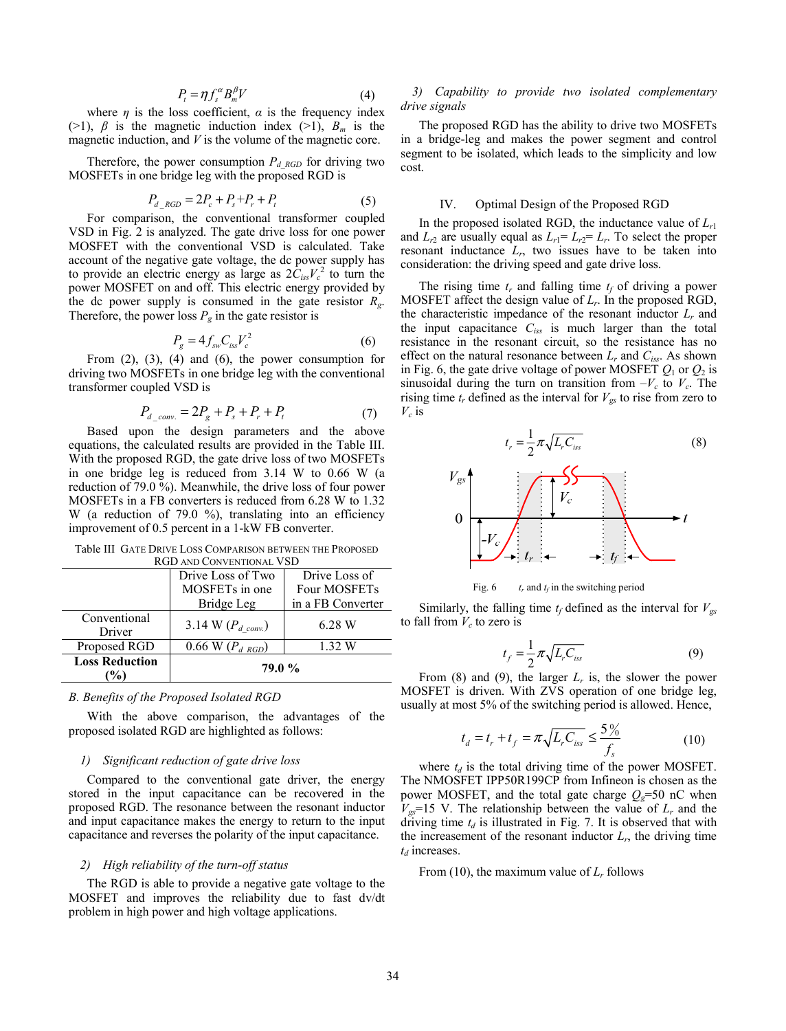$$P_t = \eta f_s^{\alpha} B_m^{\beta} V \quad (4)$$

where $\eta$ is the loss coefficient, $\alpha$ is the frequency index (>1), $\beta$ is the magnetic induction index (>1), $B_m$ is the magnetic induction, and $V$ is the volume of the magnetic core.

Therefore, the power consumption $P_{d\_RGD}$ for driving two MOSFETs in one bridge leg with the proposed RGD is

$$P_{d\_RGD} = 2P_c + P_s + P_r + P_t \quad (5)$$

For comparison, the conventional transformer coupled VSD in Fig. 2 is analyzed. The gate drive loss for one power MOSFET with the conventional VSD is calculated. Take account of the negative gate voltage, the dc power supply has to provide an electric energy as large as $2C_{iss}V_c^2$ to turn the power MOSFET on and off. This electric energy provided by the dc power supply is consumed in the gate resistor $R_g$. Therefore, the power loss $P_g$ in the gate resistor is

$$P_g = 4 f_{sw} C_{iss} V_c^2 \quad (6)$$

From (2), (3), (4) and (6), the power consumption for driving two MOSFETs in one bridge leg with the conventional transformer coupled VSD is

$$P_{d\_conv.} = 2P_g + P_s + P_r + P_t \quad (7)$$

Based upon the design parameters and the above equations, the calculated results are provided in the Table III. With the proposed RGD, the gate drive loss of two MOSFETs in one bridge leg is reduced from 3.14 W to 0.66 W (a reduction of 79.0 %). Meanwhile, the drive loss of four power MOSFETs in a FB converters is reduced from 6.28 W to 1.32 W (a reduction of 79.0 %), translating into an efficiency improvement of 0.5 percent in a 1-kW FB converter.

Table III Gate Drive Loss Comparison between the Proposed RGD and Conventional VSD

| | Drive Loss of Two MOSFETs in one Bridge Leg | Drive Loss of Four MOSFETs in a FB Converter |
|---|---|---|
| Conventional Driver | 3.14 W ($P_{d\_conv.}$) | 6.28 W |
| Proposed RGD | 0.66 W ($P_{d\_RGD}$) | 1.32 W |
| **Loss Reduction (%)** | **79.0 %** | |

### B. Benefits of the Proposed Isolated RGD

With the above comparison, the advantages of the proposed isolated RGD are highlighted as follows:

*1) Significant reduction of gate drive loss*

Compared to the conventional gate driver, the energy stored in the input capacitance can be recovered in the proposed RGD. The resonance between the resonant inductor and input capacitance makes the energy to return to the input capacitance and reverses the polarity of the input capacitance.

*2) High reliability of the turn-off status*

The RGD is able to provide a negative gate voltage to the MOSFET and improves the reliability due to fast dv/dt problem in high power and high voltage applications.

*3) Capability to provide two isolated complementary drive signals*

The proposed RGD has the ability to drive two MOSFETs in a bridge-leg and makes the power segment and control segment to be isolated, which leads to the simplicity and low cost.

## IV. Optimal Design of the Proposed RGD

In the proposed isolated RGD, the inductance value of $L_{r1}$ and $L_{r2}$ are usually equal as $L_{r1}= L_{r2}= L_r$. To select the proper resonant inductance $L_r$, two issues have to be taken into consideration: the driving speed and gate drive loss.

The rising time $t_r$ and falling time $t_f$ of driving a power MOSFET affect the design value of $L_r$. In the proposed RGD, the characteristic impedance of the resonant inductor $L_r$ and the input capacitance $C_{iss}$ is much larger than the total resistance in the resonant circuit, so the resistance has no effect on the natural resonance between $L_r$ and $C_{iss}$. As shown in Fig. 6, the gate drive voltage of power MOSFET $Q_1$ or $Q_2$ is sinusoidal during the turn on transition from $-V_c$ to $V_c$. The rising time $t_r$ defined as the interval for $V_{gs}$ to rise from zero to $V_c$ is

$$t_r = \frac{1}{2}\pi\sqrt{L_r C_{iss}} \quad (8)$$

Fig. 6 $t_r$ and $t_f$ in the switching period

Similarly, the falling time $t_f$ defined as the interval for $V_{gs}$ to fall from $V_c$ to zero is

$$t_f = \frac{1}{2}\pi\sqrt{L_r C_{iss}} \quad (9)$$

From (8) and (9), the larger $L_r$ is, the slower the power MOSFET is driven. With ZVS operation of one bridge leg, usually at most 5% of the switching period is allowed. Hence,

$$t_d = t_r + t_f = \pi\sqrt{L_r C_{iss}} \le \frac{5\%}{f_s} \quad (10)$$

where $t_d$ is the total driving time of the power MOSFET. The NMOSFET IPP50R199CP from Infineon is chosen as the power MOSFET, and the total gate charge $Q_g$=50 nC when $V_{gs}$=15 V. The relationship between the value of $L_r$ and the driving time $t_d$ is illustrated in Fig. 7. It is observed that with the increasement of the resonant inductor $L_r$, the driving time $t_d$ increases.

From (10), the maximum value of $L_r$ follows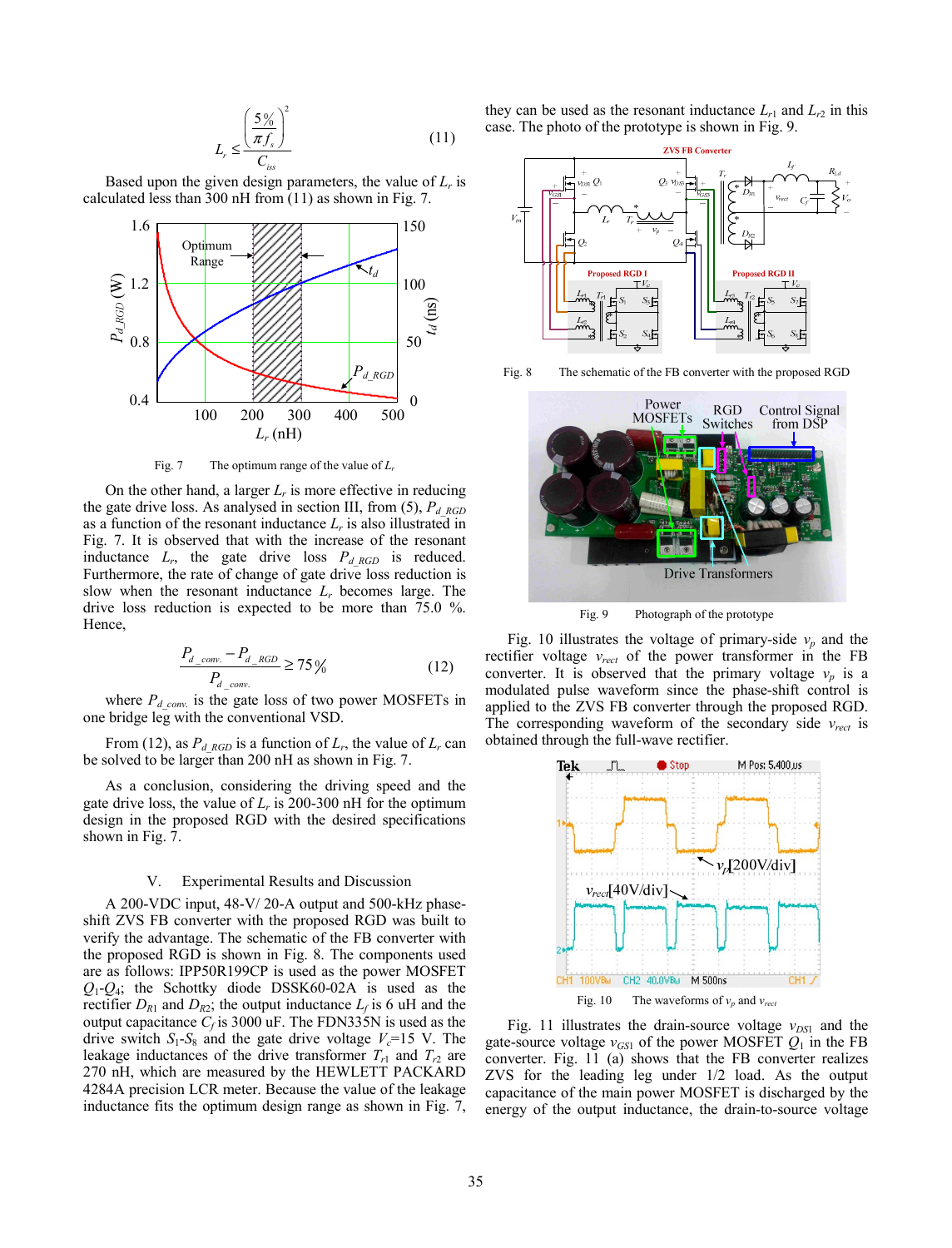$$L_r \le \frac{\left(\frac{5\%}{\pi f_s}\right)^2}{C_{iss}} \tag{11}$$

Based upon the given design parameters, the value of $L_r$ is calculated less than 300 nH from (11) as shown in Fig. 7.

Fig. 7 The optimum range of the value of $L_r$

On the other hand, a larger $L_r$ is more effective in reducing the gate drive loss. As analysed in section III, from (5), $P_{d\_RGD}$ as a function of the resonant inductance $L_r$ is also illustrated in Fig. 7. It is observed that with the increase of the resonant inductance $L_r$, the gate drive loss $P_{d\_RGD}$ is reduced. Furthermore, the rate of change of gate drive loss reduction is slow when the resonant inductance $L_r$ becomes large. The drive loss reduction is expected to be more than 75.0 %. Hence,

$$\frac{P_{d\_conv.} - P_{d\_RGD}}{P_{d\_conv.}} \ge 75\% \tag{12}$$

where $P_{d\_conv.}$ is the gate loss of two power MOSFETs in one bridge leg with the conventional VSD.

From (12), as $P_{d\_RGD}$ is a function of $L_r$, the value of $L_r$ can be solved to be larger than 200 nH as shown in Fig. 7.

As a conclusion, considering the driving speed and the gate drive loss, the value of $L_r$ is 200-300 nH for the optimum design in the proposed RGD with the desired specifications shown in Fig. 7.

## V. Experimental Results and Discussion

A 200-VDC input, 48-V/ 20-A output and 500-kHz phase-shift ZVS FB converter with the proposed RGD was built to verify the advantage. The schematic of the FB converter with the proposed RGD is shown in Fig. 8. The components used are as follows: IPP50R199CP is used as the power MOSFET $Q_1$-$Q_4$; the Schottky diode DSSK60-02A is used as the rectifier $D_{R1}$ and $D_{R2}$; the output inductance $L_f$ is 6 uH and the output capacitance $C_f$ is 3000 uF. The FDN335N is used as the drive switch $S_1$-$S_8$ and the gate drive voltage $V_c$=15 V. The leakage inductances of the drive transformer $T_{r1}$ and $T_{r2}$ are 270 nH, which are measured by the HEWLETT PACKARD 4284A precision LCR meter. Because the value of the leakage inductance fits the optimum design range as shown in Fig. 7, they can be used as the resonant inductance $L_{r1}$ and $L_{r2}$ in this case. The photo of the prototype is shown in Fig. 9.

Fig. 8 The schematic of the FB converter with the proposed RGD

Fig. 9 Photograph of the prototype

Fig. 10 illustrates the voltage of primary-side $v_p$ and the rectifier voltage $v_{rect}$ of the power transformer in the FB converter. It is observed that the primary voltage $v_p$ is a modulated pulse waveform since the phase-shift control is applied to the ZVS FB converter through the proposed RGD. The corresponding waveform of the secondary side $v_{rect}$ is obtained through the full-wave rectifier.

Fig. 10 The waveforms of $v_p$ and $v_{rect}$

Fig. 11 illustrates the drain-source voltage $v_{DS1}$ and the gate-source voltage $v_{GS1}$ of the power MOSFET $Q_1$ in the FB converter. Fig. 11 (a) shows that the FB converter realizes ZVS for the leading leg under 1/2 load. As the output capacitance of the main power MOSFET is discharged by the energy of the output inductance, the drain-to-source voltage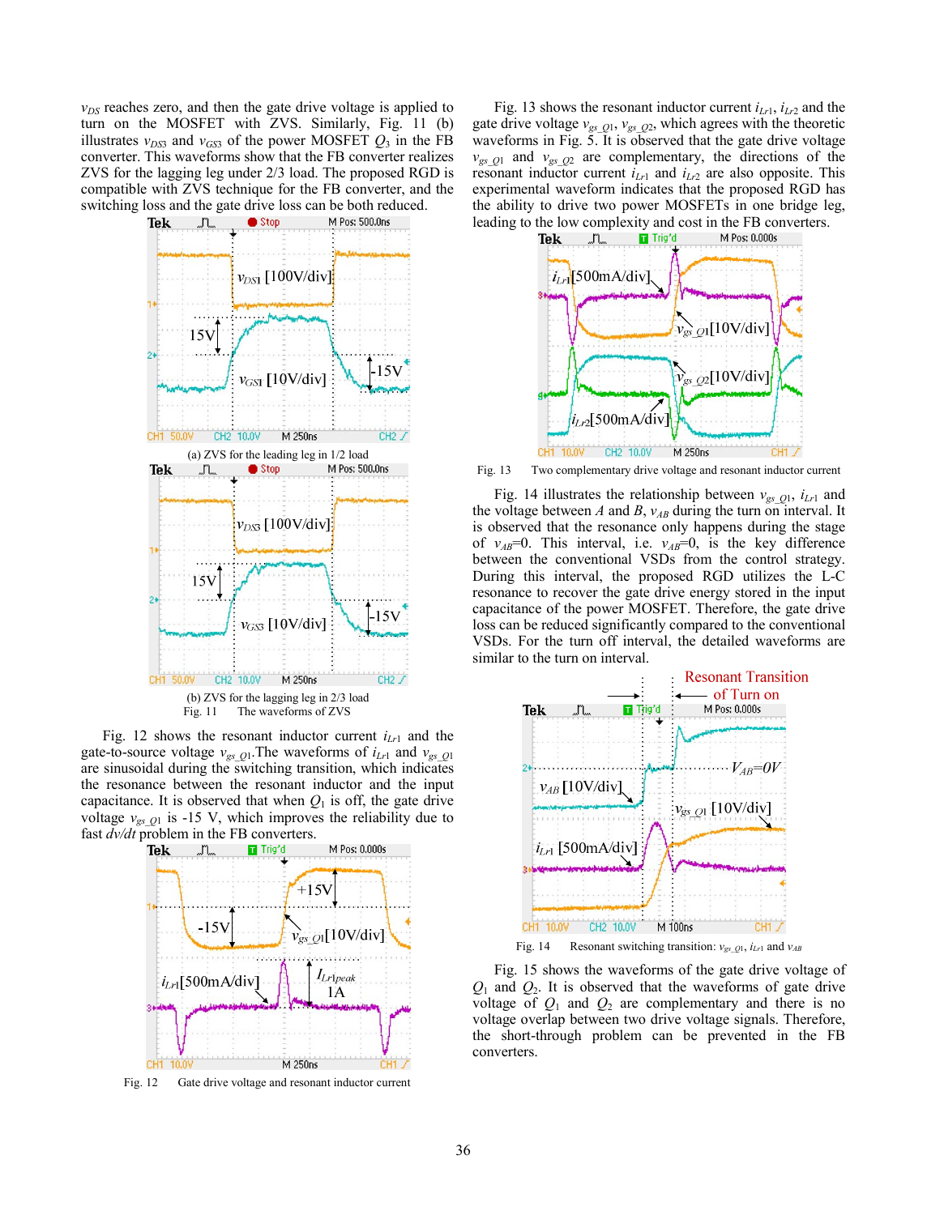$v_{DS}$ reaches zero, and then the gate drive voltage is applied to turn on the MOSFET with ZVS. Similarly, Fig. 11 (b) illustrates $v_{DS3}$ and $v_{GS3}$ of the power MOSFET $Q_3$ in the FB converter. This waveforms show that the FB converter realizes ZVS for the lagging leg under 2/3 load. The proposed RGD is compatible with ZVS technique for the FB converter, and the switching loss and the gate drive loss can be both reduced.

(a) ZVS for the leading leg in 1/2 load

(b) ZVS for the lagging leg in 2/3 load

Fig. 11 The waveforms of ZVS

Fig. 12 shows the resonant inductor current $i_{Lr1}$ and the gate-to-source voltage $v_{gs\_Q1}$. The waveforms of $i_{Lr1}$ and $v_{gs\_Q1}$ are sinusoidal during the switching transition, which indicates the resonance between the resonant inductor and the input capacitance. It is observed that when $Q_1$ is off, the gate drive voltage $v_{gs\_Q1}$ is -15 V, which improves the reliability due to fast *dv/dt* problem in the FB converters.

Fig. 12 Gate drive voltage and resonant inductor current

Fig. 13 shows the resonant inductor current $i_{Lr1}$, $i_{Lr2}$ and the gate drive voltage $v_{gs\_Q1}$, $v_{gs\_Q2}$, which agrees with the theoretic waveforms in Fig. 5. It is observed that the gate drive voltage $v_{gs\_Q1}$ and $v_{gs\_Q2}$ are complementary, the directions of the resonant inductor current $i_{Lr1}$ and $i_{Lr2}$ are also opposite. This experimental waveform indicates that the proposed RGD has the ability to drive two power MOSFETs in one bridge leg, leading to the low complexity and cost in the FB converters.

Fig. 13 Two complementary drive voltage and resonant inductor current

Fig. 14 illustrates the relationship between $v_{gs\_Q1}$, $i_{Lr1}$ and the voltage between *A* and *B*, $v_{AB}$ during the turn on interval. It is observed that the resonance only happens during the stage of $v_{AB}$=0. This interval, i.e. $v_{AB}$=0, is the key difference between the conventional VSDs from the control strategy. During this interval, the proposed RGD utilizes the L-C resonance to recover the gate drive energy stored in the input capacitance of the power MOSFET. Therefore, the gate drive loss can be reduced significantly compared to the conventional VSDs. For the turn off interval, the detailed waveforms are similar to the turn on interval.

Fig. 14 Resonant switching transition: $v_{gs\_Q1}$, $i_{Lr1}$ and $v_{AB}$

Fig. 15 shows the waveforms of the gate drive voltage of $Q_1$ and $Q_2$. It is observed that the waveforms of gate drive voltage of $Q_1$ and $Q_2$ are complementary and there is no voltage overlap between two drive voltage signals. Therefore, the short-through problem can be prevented in the FB converters.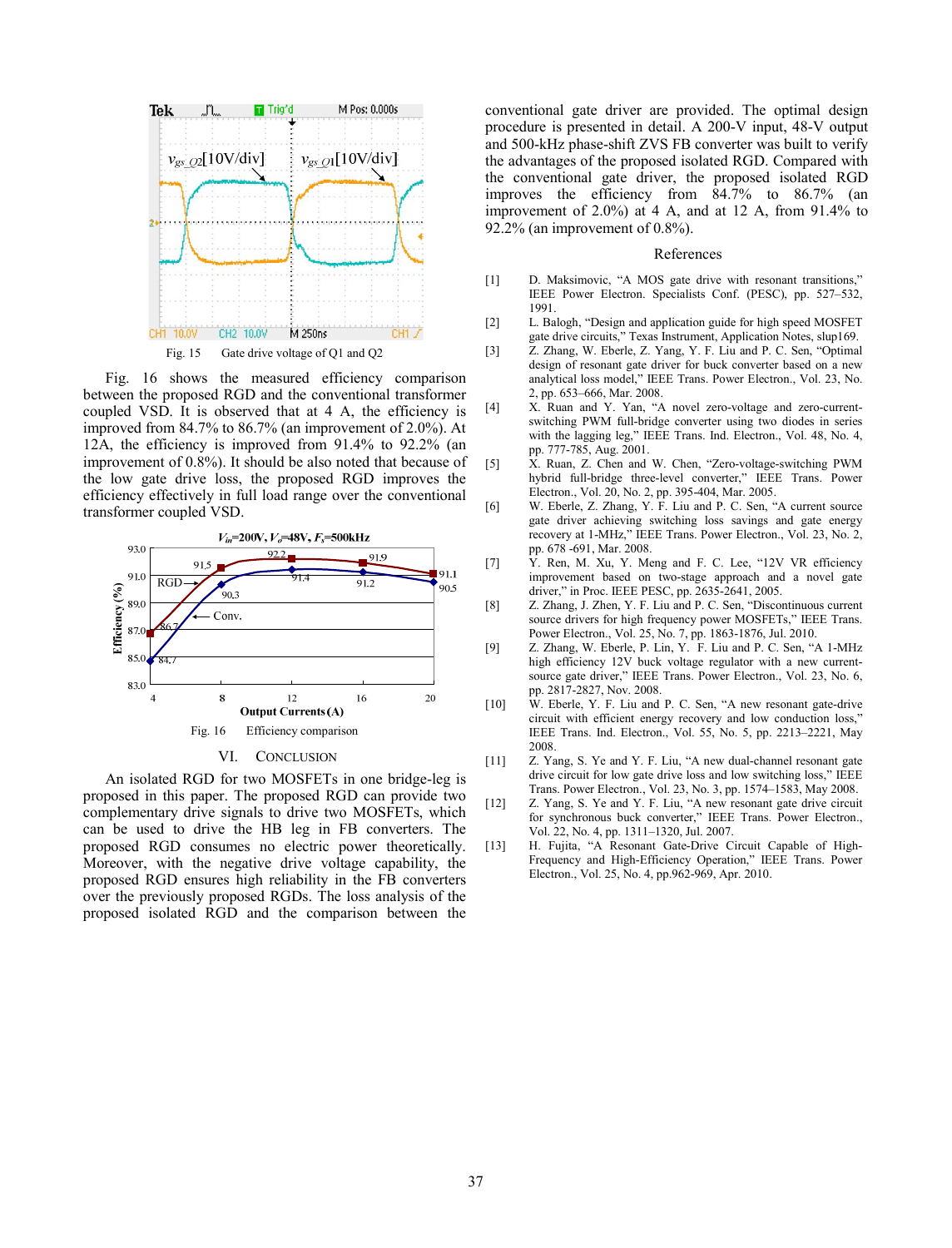Tek Trig'd M Pos: 0.000s

$v_{gs\_Q2}$[10V/div] $v_{gs\_Q1}$[10V/div]

CH1 10.0V CH2 10.0V M 250ns CH1

Fig. 15 Gate drive voltage of Q1 and Q2

Fig. 16 shows the measured efficiency comparison between the proposed RGD and the conventional transformer coupled VSD. It is observed that at 4 A, the efficiency is improved from 84.7% to 86.7% (an improvement of 2.0%). At 12A, the efficiency is improved from 91.4% to 92.2% (an improvement of 0.8%). It should be also noted that because of the low gate drive loss, the proposed RGD improves the efficiency effectively in full load range over the conventional transformer coupled VSD.

$V_{in}$=200V, $V_o$=48V, $F_s$=500kHz

Efficiency (%)

93.0
91.0
89.0
87.0
85.0
83.0

RGD
Conv.

91.5 92.2 91.9 91.1 90.5 91.4 91.2 90.3 86.7 84.7

4 8 12 16 20

Output Currents (A)

Fig. 16 Efficiency comparison

## VI. Conclusion

An isolated RGD for two MOSFETs in one bridge-leg is proposed in this paper. The proposed RGD can provide two complementary drive signals to drive two MOSFETs, which can be used to drive the HB leg in FB converters. The proposed RGD consumes no electric power theoretically. Moreover, with the negative drive voltage capability, the proposed RGD ensures high reliability in the FB converters over the previously proposed RGDs. The loss analysis of the proposed isolated RGD and the comparison between the conventional gate driver are provided. The optimal design procedure is presented in detail. A 200-V input, 48-V output and 500-kHz phase-shift ZVS FB converter was built to verify the advantages of the proposed isolated RGD. Compared with the conventional gate driver, the proposed isolated RGD improves the efficiency from 84.7% to 86.7% (an improvement of 2.0%) at 4 A, and at 12 A, from 91.4% to 92.2% (an improvement of 0.8%).

## References

[1] D. Maksimovic, "A MOS gate drive with resonant transitions," IEEE Power Electron. Specialists Conf. (PESC), pp. 527–532, 1991.

[2] L. Balogh, "Design and application guide for high speed MOSFET gate drive circuits," Texas Instrument, Application Notes, slup169.

[3] Z. Zhang, W. Eberle, Z. Yang, Y. F. Liu and P. C. Sen, "Optimal design of resonant gate driver for buck converter based on a new analytical loss model," IEEE Trans. Power Electron., Vol. 23, No. 2, pp. 653–666, Mar. 2008.

[4] X. Ruan and Y. Yan, "A novel zero-voltage and zero-current-switching PWM full-bridge converter using two diodes in series with the lagging leg," IEEE Trans. Ind. Electron., Vol. 48, No. 4, pp. 777-785, Aug. 2001.

[5] X. Ruan, Z. Chen and W. Chen, "Zero-voltage-switching PWM hybrid full-bridge three-level converter," IEEE Trans. Power Electron., Vol. 20, No. 2, pp. 395-404, Mar. 2005.

[6] W. Eberle, Z. Zhang, Y. F. Liu and P. C. Sen, "A current source gate driver achieving switching loss savings and gate energy recovery at 1-MHz," IEEE Trans. Power Electron., Vol. 23, No. 2, pp. 678 -691, Mar. 2008.

[7] Y. Ren, M. Xu, Y. Meng and F. C. Lee, "12V VR efficiency improvement based on two-stage approach and a novel gate driver," in Proc. IEEE PESC, pp. 2635-2641, 2005.

[8] Z. Zhang, J. Zhen, Y. F. Liu and P. C. Sen, "Discontinuous current source drivers for high frequency power MOSFETs," IEEE Trans. Power Electron., Vol. 25, No. 7, pp. 1863-1876, Jul. 2010.

[9] Z. Zhang, W. Eberle, P. Lin, Y. F. Liu and P. C. Sen, "A 1-MHz high efficiency 12V buck voltage regulator with a new current-source gate driver," IEEE Trans. Power Electron., Vol. 23, No. 6, pp. 2817-2827, Nov. 2008.

[10] W. Eberle, Y. F. Liu and P. C. Sen, "A new resonant gate-drive circuit with efficient energy recovery and low conduction loss," IEEE Trans. Ind. Electron., Vol. 55, No. 5, pp. 2213–2221, May 2008.

[11] Z. Yang, S. Ye and Y. F. Liu, "A new dual-channel resonant gate drive circuit for low gate drive loss and low switching loss," IEEE Trans. Power Electron., Vol. 23, No. 3, pp. 1574–1583, May 2008.

[12] Z. Yang, S. Ye and Y. F. Liu, "A new resonant gate drive circuit for synchronous buck converter," IEEE Trans. Power Electron., Vol. 22, No. 4, pp. 1311–1320, Jul. 2007.

[13] H. Fujita, "A Resonant Gate-Drive Circuit Capable of High-Frequency and High-Efficiency Operation," IEEE Trans. Power Electron., Vol. 25, No. 4, pp.962-969, Apr. 2010.